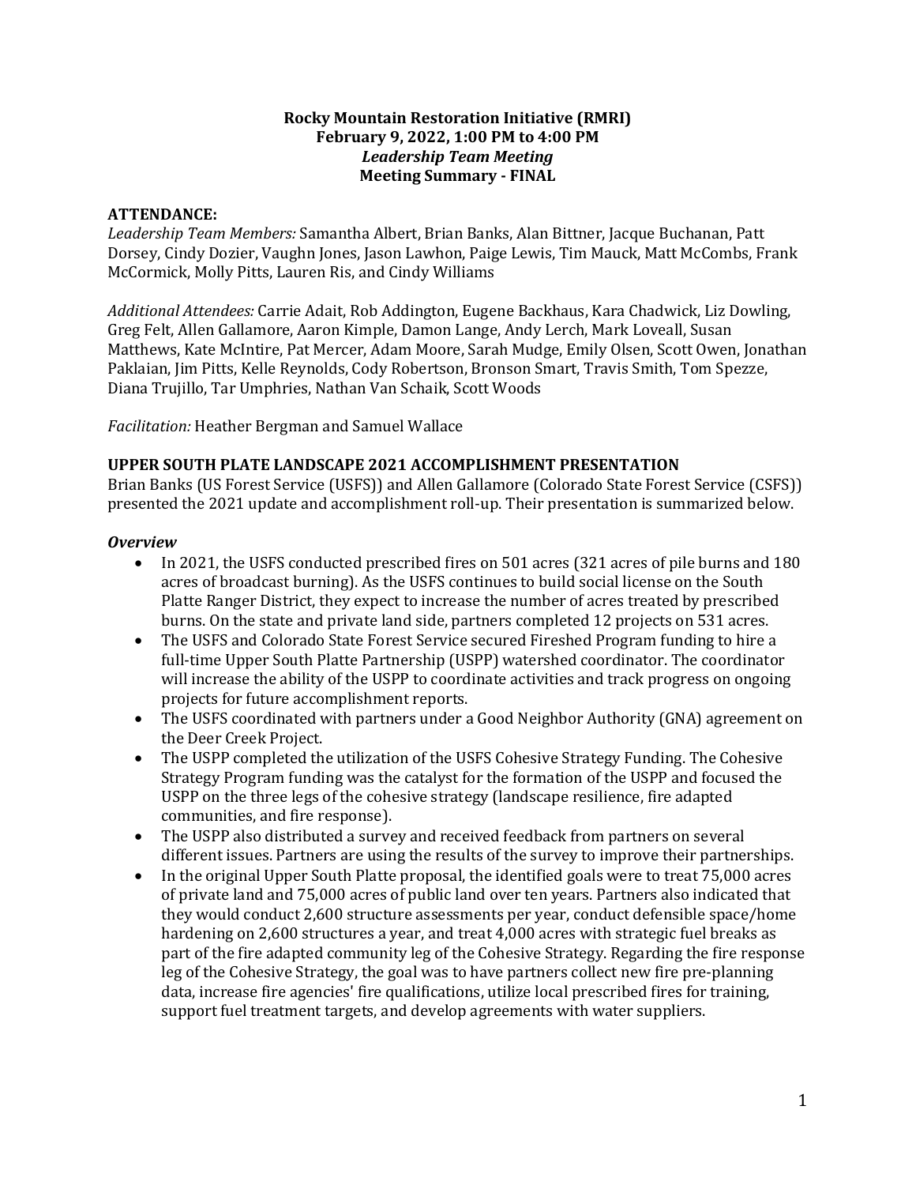# Rocky Mountain Restoration Initiative (RMRI)
## February 9, 2022, 1:00 PM to 4:00 PM
### *Leadership Team Meeting*
### Meeting Summary - FINAL

**ATTENDANCE:**

*Leadership Team Members:* Samantha Albert, Brian Banks, Alan Bittner, Jacque Buchanan, Patt Dorsey, Cindy Dozier, Vaughn Jones, Jason Lawhon, Paige Lewis, Tim Mauck, Matt McCombs, Frank McCormick, Molly Pitts, Lauren Ris, and Cindy Williams

*Additional Attendees:* Carrie Adait, Rob Addington, Eugene Backhaus, Kara Chadwick, Liz Dowling, Greg Felt, Allen Gallamore, Aaron Kimple, Damon Lange, Andy Lerch, Mark Loveall, Susan Matthews, Kate McIntire, Pat Mercer, Adam Moore, Sarah Mudge, Emily Olsen, Scott Owen, Jonathan Paklaian, Jim Pitts, Kelle Reynolds, Cody Robertson, Bronson Smart, Travis Smith, Tom Spezze, Diana Trujillo, Tar Umphries, Nathan Van Schaik, Scott Woods

*Facilitation:* Heather Bergman and Samuel Wallace

## UPPER SOUTH PLATE LANDSCAPE 2021 ACCOMPLISHMENT PRESENTATION

Brian Banks (US Forest Service (USFS)) and Allen Gallamore (Colorado State Forest Service (CSFS)) presented the 2021 update and accomplishment roll-up. Their presentation is summarized below.

### *Overview*

- In 2021, the USFS conducted prescribed fires on 501 acres (321 acres of pile burns and 180 acres of broadcast burning). As the USFS continues to build social license on the South Platte Ranger District, they expect to increase the number of acres treated by prescribed burns. On the state and private land side, partners completed 12 projects on 531 acres.
- The USFS and Colorado State Forest Service secured Fireshed Program funding to hire a full-time Upper South Platte Partnership (USPP) watershed coordinator. The coordinator will increase the ability of the USPP to coordinate activities and track progress on ongoing projects for future accomplishment reports.
- The USFS coordinated with partners under a Good Neighbor Authority (GNA) agreement on the Deer Creek Project.
- The USPP completed the utilization of the USFS Cohesive Strategy Funding. The Cohesive Strategy Program funding was the catalyst for the formation of the USPP and focused the USPP on the three legs of the cohesive strategy (landscape resilience, fire adapted communities, and fire response).
- The USPP also distributed a survey and received feedback from partners on several different issues. Partners are using the results of the survey to improve their partnerships.
- In the original Upper South Platte proposal, the identified goals were to treat 75,000 acres of private land and 75,000 acres of public land over ten years. Partners also indicated that they would conduct 2,600 structure assessments per year, conduct defensible space/home hardening on 2,600 structures a year, and treat 4,000 acres with strategic fuel breaks as part of the fire adapted community leg of the Cohesive Strategy. Regarding the fire response leg of the Cohesive Strategy, the goal was to have partners collect new fire pre-planning data, increase fire agencies' fire qualifications, utilize local prescribed fires for training, support fuel treatment targets, and develop agreements with water suppliers.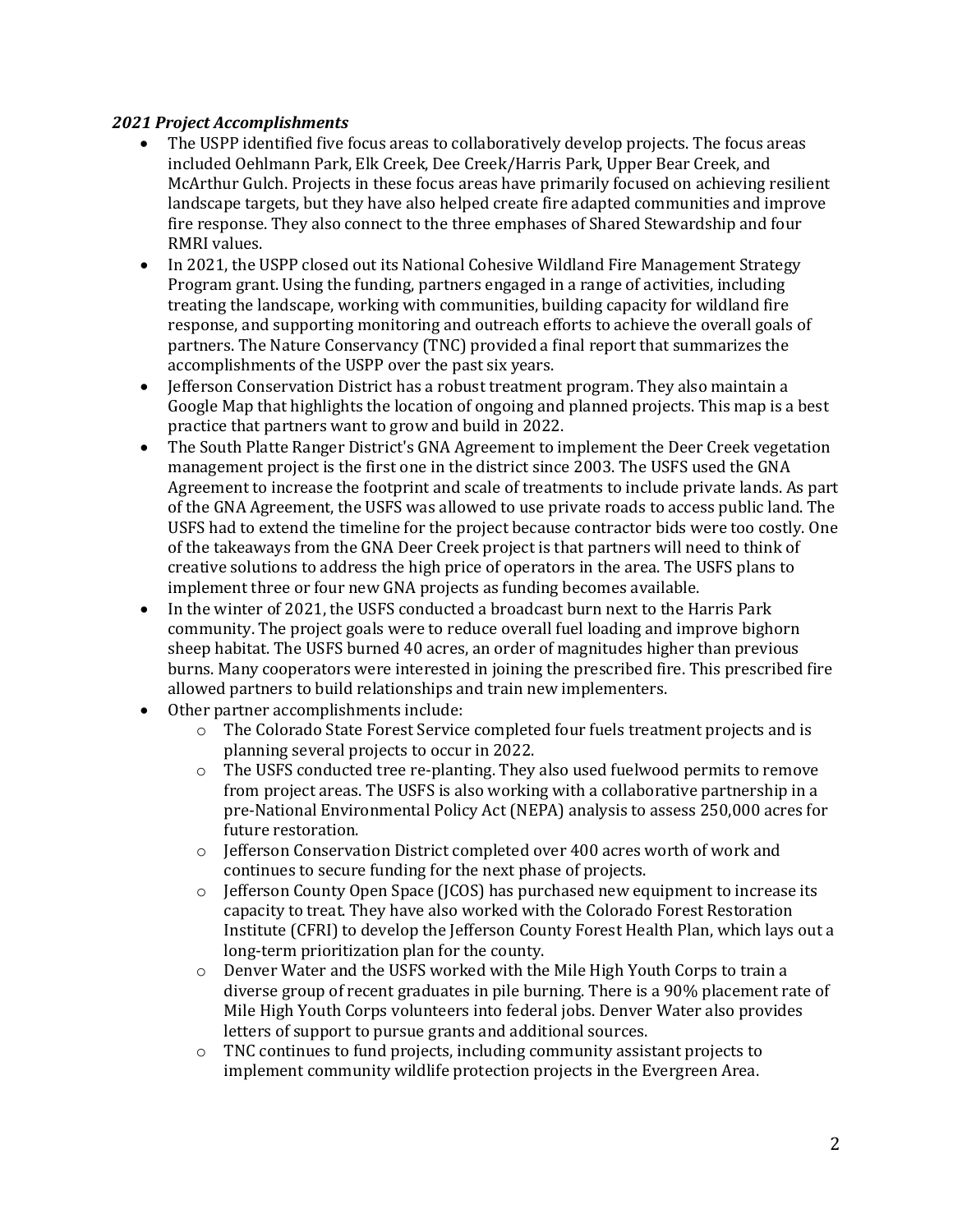***2021 Project Accomplishments***

- The USPP identified five focus areas to collaboratively develop projects. The focus areas included Oehlmann Park, Elk Creek, Dee Creek/Harris Park, Upper Bear Creek, and McArthur Gulch. Projects in these focus areas have primarily focused on achieving resilient landscape targets, but they have also helped create fire adapted communities and improve fire response. They also connect to the three emphases of Shared Stewardship and four RMRI values.
- In 2021, the USPP closed out its National Cohesive Wildland Fire Management Strategy Program grant. Using the funding, partners engaged in a range of activities, including treating the landscape, working with communities, building capacity for wildland fire response, and supporting monitoring and outreach efforts to achieve the overall goals of partners. The Nature Conservancy (TNC) provided a final report that summarizes the accomplishments of the USPP over the past six years.
- Jefferson Conservation District has a robust treatment program. They also maintain a Google Map that highlights the location of ongoing and planned projects. This map is a best practice that partners want to grow and build in 2022.
- The South Platte Ranger District's GNA Agreement to implement the Deer Creek vegetation management project is the first one in the district since 2003. The USFS used the GNA Agreement to increase the footprint and scale of treatments to include private lands. As part of the GNA Agreement, the USFS was allowed to use private roads to access public land. The USFS had to extend the timeline for the project because contractor bids were too costly. One of the takeaways from the GNA Deer Creek project is that partners will need to think of creative solutions to address the high price of operators in the area. The USFS plans to implement three or four new GNA projects as funding becomes available.
- In the winter of 2021, the USFS conducted a broadcast burn next to the Harris Park community. The project goals were to reduce overall fuel loading and improve bighorn sheep habitat. The USFS burned 40 acres, an order of magnitudes higher than previous burns. Many cooperators were interested in joining the prescribed fire. This prescribed fire allowed partners to build relationships and train new implementers.
- Other partner accomplishments include:
    - The Colorado State Forest Service completed four fuels treatment projects and is planning several projects to occur in 2022.
    - The USFS conducted tree re-planting. They also used fuelwood permits to remove from project areas. The USFS is also working with a collaborative partnership in a pre-National Environmental Policy Act (NEPA) analysis to assess 250,000 acres for future restoration.
    - Jefferson Conservation District completed over 400 acres worth of work and continues to secure funding for the next phase of projects.
    - Jefferson County Open Space (JCOS) has purchased new equipment to increase its capacity to treat. They have also worked with the Colorado Forest Restoration Institute (CFRI) to develop the Jefferson County Forest Health Plan, which lays out a long-term prioritization plan for the county.
    - Denver Water and the USFS worked with the Mile High Youth Corps to train a diverse group of recent graduates in pile burning. There is a 90% placement rate of Mile High Youth Corps volunteers into federal jobs. Denver Water also provides letters of support to pursue grants and additional sources.
    - TNC continues to fund projects, including community assistant projects to implement community wildlife protection projects in the Evergreen Area.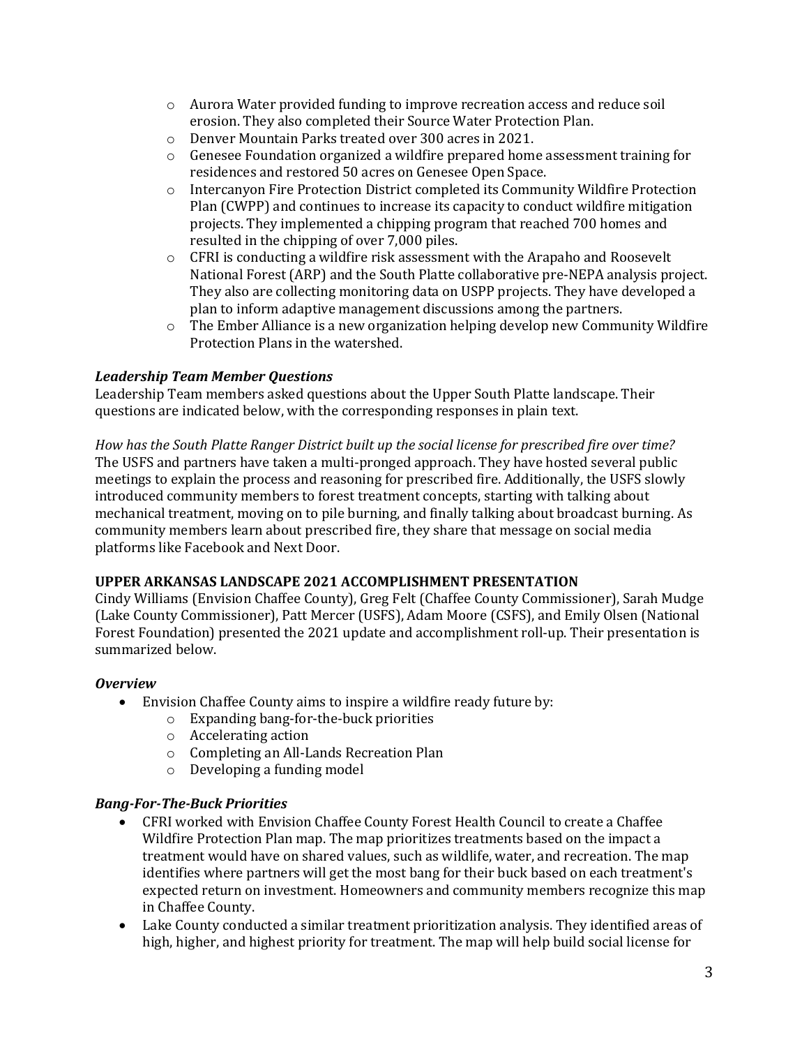- Aurora Water provided funding to improve recreation access and reduce soil erosion. They also completed their Source Water Protection Plan.
  - Denver Mountain Parks treated over 300 acres in 2021.
  - Genesee Foundation organized a wildfire prepared home assessment training for residences and restored 50 acres on Genesee Open Space.
  - Intercanyon Fire Protection District completed its Community Wildfire Protection Plan (CWPP) and continues to increase its capacity to conduct wildfire mitigation projects. They implemented a chipping program that reached 700 homes and resulted in the chipping of over 7,000 piles.
  - CFRI is conducting a wildfire risk assessment with the Arapaho and Roosevelt National Forest (ARP) and the South Platte collaborative pre-NEPA analysis project. They also are collecting monitoring data on USPP projects. They have developed a plan to inform adaptive management discussions among the partners.
  - The Ember Alliance is a new organization helping develop new Community Wildfire Protection Plans in the watershed.

### *Leadership Team Member Questions*

Leadership Team members asked questions about the Upper South Platte landscape. Their questions are indicated below, with the corresponding responses in plain text.

*How has the South Platte Ranger District built up the social license for prescribed fire over time?*
The USFS and partners have taken a multi-pronged approach. They have hosted several public meetings to explain the process and reasoning for prescribed fire. Additionally, the USFS slowly introduced community members to forest treatment concepts, starting with talking about mechanical treatment, moving on to pile burning, and finally talking about broadcast burning. As community members learn about prescribed fire, they share that message on social media platforms like Facebook and Next Door.

## UPPER ARKANSAS LANDSCAPE 2021 ACCOMPLISHMENT PRESENTATION

Cindy Williams (Envision Chaffee County), Greg Felt (Chaffee County Commissioner), Sarah Mudge (Lake County Commissioner), Patt Mercer (USFS), Adam Moore (CSFS), and Emily Olsen (National Forest Foundation) presented the 2021 update and accomplishment roll-up. Their presentation is summarized below.

### *Overview*

- Envision Chaffee County aims to inspire a wildfire ready future by:
  - Expanding bang-for-the-buck priorities
  - Accelerating action
  - Completing an All-Lands Recreation Plan
  - Developing a funding model

### *Bang-For-The-Buck Priorities*

- CFRI worked with Envision Chaffee County Forest Health Council to create a Chaffee Wildfire Protection Plan map. The map prioritizes treatments based on the impact a treatment would have on shared values, such as wildlife, water, and recreation. The map identifies where partners will get the most bang for their buck based on each treatment's expected return on investment. Homeowners and community members recognize this map in Chaffee County.
- Lake County conducted a similar treatment prioritization analysis. They identified areas of high, higher, and highest priority for treatment. The map will help build social license for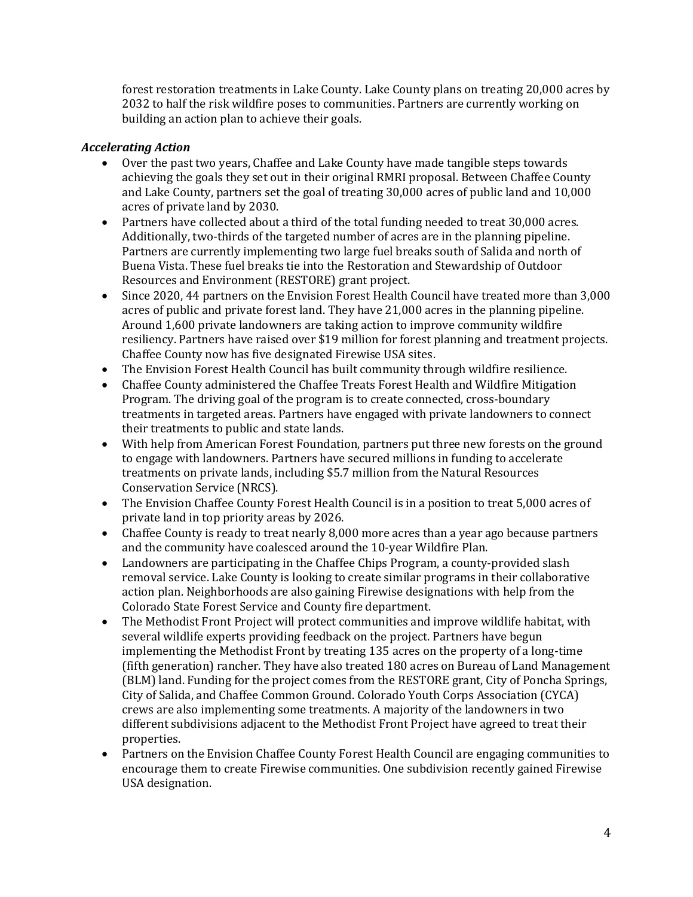forest restoration treatments in Lake County. Lake County plans on treating 20,000 acres by 2032 to half the risk wildfire poses to communities. Partners are currently working on building an action plan to achieve their goals.

***Accelerating Action***

- Over the past two years, Chaffee and Lake County have made tangible steps towards achieving the goals they set out in their original RMRI proposal. Between Chaffee County and Lake County, partners set the goal of treating 30,000 acres of public land and 10,000 acres of private land by 2030.
- Partners have collected about a third of the total funding needed to treat 30,000 acres. Additionally, two-thirds of the targeted number of acres are in the planning pipeline. Partners are currently implementing two large fuel breaks south of Salida and north of Buena Vista. These fuel breaks tie into the Restoration and Stewardship of Outdoor Resources and Environment (RESTORE) grant project.
- Since 2020, 44 partners on the Envision Forest Health Council have treated more than 3,000 acres of public and private forest land. They have 21,000 acres in the planning pipeline. Around 1,600 private landowners are taking action to improve community wildfire resiliency. Partners have raised over $19 million for forest planning and treatment projects. Chaffee County now has five designated Firewise USA sites.
- The Envision Forest Health Council has built community through wildfire resilience.
- Chaffee County administered the Chaffee Treats Forest Health and Wildfire Mitigation Program. The driving goal of the program is to create connected, cross-boundary treatments in targeted areas. Partners have engaged with private landowners to connect their treatments to public and state lands.
- With help from American Forest Foundation, partners put three new forests on the ground to engage with landowners. Partners have secured millions in funding to accelerate treatments on private lands, including $5.7 million from the Natural Resources Conservation Service (NRCS).
- The Envision Chaffee County Forest Health Council is in a position to treat 5,000 acres of private land in top priority areas by 2026.
- Chaffee County is ready to treat nearly 8,000 more acres than a year ago because partners and the community have coalesced around the 10-year Wildfire Plan.
- Landowners are participating in the Chaffee Chips Program, a county-provided slash removal service. Lake County is looking to create similar programs in their collaborative action plan. Neighborhoods are also gaining Firewise designations with help from the Colorado State Forest Service and County fire department.
- The Methodist Front Project will protect communities and improve wildlife habitat, with several wildlife experts providing feedback on the project. Partners have begun implementing the Methodist Front by treating 135 acres on the property of a long-time (fifth generation) rancher. They have also treated 180 acres on Bureau of Land Management (BLM) land. Funding for the project comes from the RESTORE grant, City of Poncha Springs, City of Salida, and Chaffee Common Ground. Colorado Youth Corps Association (CYCA) crews are also implementing some treatments. A majority of the landowners in two different subdivisions adjacent to the Methodist Front Project have agreed to treat their properties.
- Partners on the Envision Chaffee County Forest Health Council are engaging communities to encourage them to create Firewise communities. One subdivision recently gained Firewise USA designation.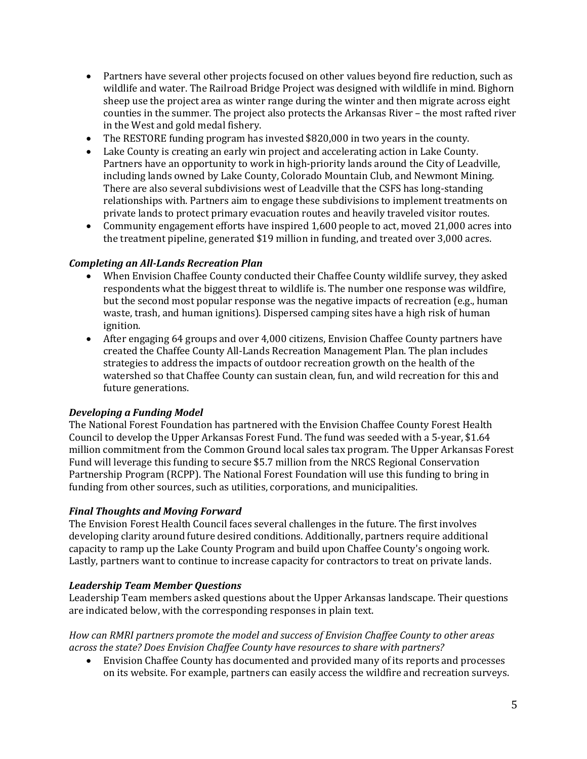- Partners have several other projects focused on other values beyond fire reduction, such as wildlife and water. The Railroad Bridge Project was designed with wildlife in mind. Bighorn sheep use the project area as winter range during the winter and then migrate across eight counties in the summer. The project also protects the Arkansas River – the most rafted river in the West and gold medal fishery.
- The RESTORE funding program has invested $820,000 in two years in the county.
- Lake County is creating an early win project and accelerating action in Lake County. Partners have an opportunity to work in high-priority lands around the City of Leadville, including lands owned by Lake County, Colorado Mountain Club, and Newmont Mining. There are also several subdivisions west of Leadville that the CSFS has long-standing relationships with. Partners aim to engage these subdivisions to implement treatments on private lands to protect primary evacuation routes and heavily traveled visitor routes.
- Community engagement efforts have inspired 1,600 people to act, moved 21,000 acres into the treatment pipeline, generated $19 million in funding, and treated over 3,000 acres.

### *Completing an All-Lands Recreation Plan*

- When Envision Chaffee County conducted their Chaffee County wildlife survey, they asked respondents what the biggest threat to wildlife is. The number one response was wildfire, but the second most popular response was the negative impacts of recreation (e.g., human waste, trash, and human ignitions). Dispersed camping sites have a high risk of human ignition.
- After engaging 64 groups and over 4,000 citizens, Envision Chaffee County partners have created the Chaffee County All-Lands Recreation Management Plan. The plan includes strategies to address the impacts of outdoor recreation growth on the health of the watershed so that Chaffee County can sustain clean, fun, and wild recreation for this and future generations.

### *Developing a Funding Model*

The National Forest Foundation has partnered with the Envision Chaffee County Forest Health Council to develop the Upper Arkansas Forest Fund. The fund was seeded with a 5-year, $1.64 million commitment from the Common Ground local sales tax program. The Upper Arkansas Forest Fund will leverage this funding to secure $5.7 million from the NRCS Regional Conservation Partnership Program (RCPP). The National Forest Foundation will use this funding to bring in funding from other sources, such as utilities, corporations, and municipalities.

### *Final Thoughts and Moving Forward*

The Envision Forest Health Council faces several challenges in the future. The first involves developing clarity around future desired conditions. Additionally, partners require additional capacity to ramp up the Lake County Program and build upon Chaffee County's ongoing work. Lastly, partners want to continue to increase capacity for contractors to treat on private lands.

### *Leadership Team Member Questions*

Leadership Team members asked questions about the Upper Arkansas landscape. Their questions are indicated below, with the corresponding responses in plain text.

*How can RMRI partners promote the model and success of Envision Chaffee County to other areas across the state? Does Envision Chaffee County have resources to share with partners?*

- Envision Chaffee County has documented and provided many of its reports and processes on its website. For example, partners can easily access the wildfire and recreation surveys.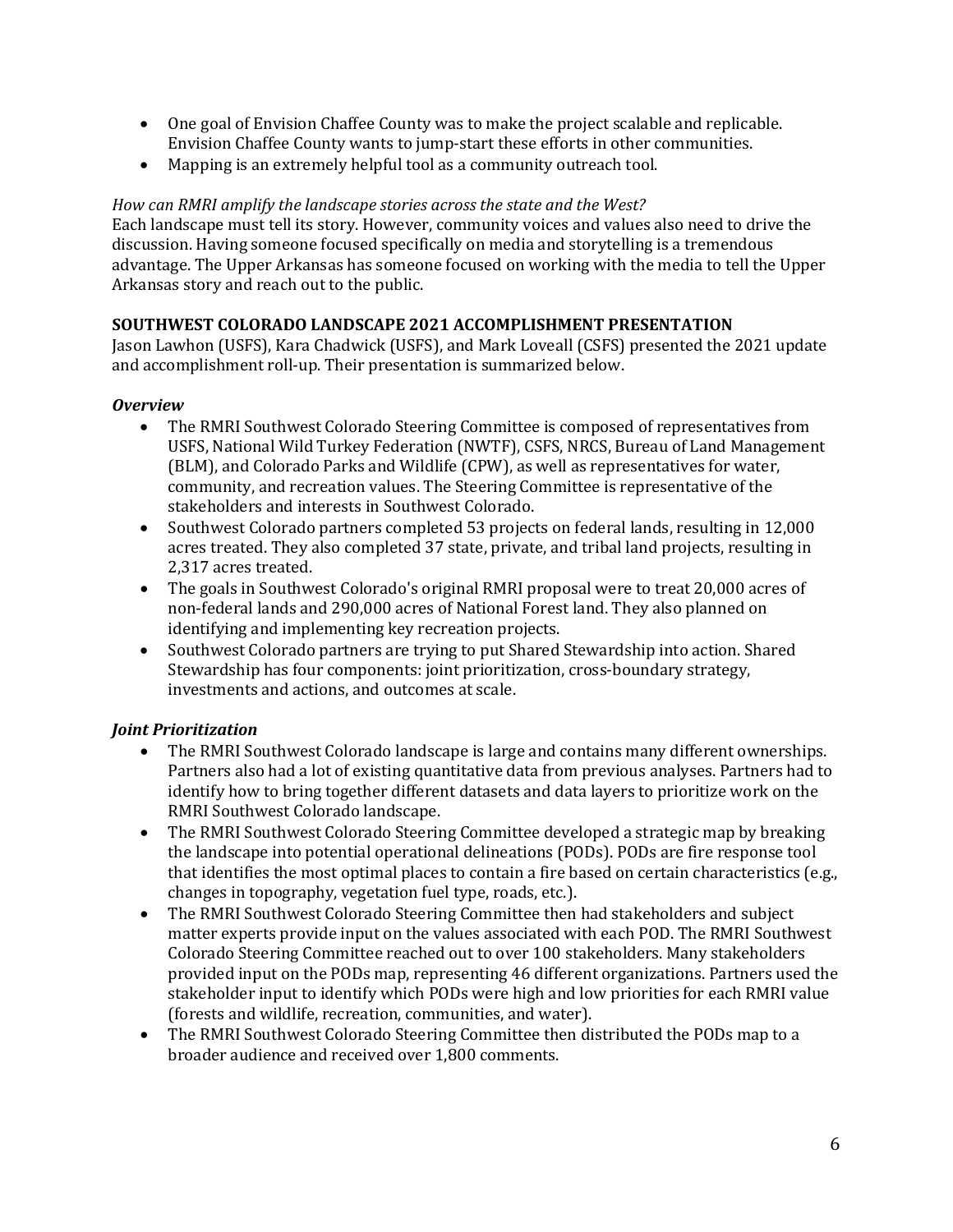- One goal of Envision Chaffee County was to make the project scalable and replicable. Envision Chaffee County wants to jump-start these efforts in other communities.
- Mapping is an extremely helpful tool as a community outreach tool.

*How can RMRI amplify the landscape stories across the state and the West?*

Each landscape must tell its story. However, community voices and values also need to drive the discussion. Having someone focused specifically on media and storytelling is a tremendous advantage. The Upper Arkansas has someone focused on working with the media to tell the Upper Arkansas story and reach out to the public.

**SOUTHWEST COLORADO LANDSCAPE 2021 ACCOMPLISHMENT PRESENTATION**

Jason Lawhon (USFS), Kara Chadwick (USFS), and Mark Loveall (CSFS) presented the 2021 update and accomplishment roll-up. Their presentation is summarized below.

***Overview***

- The RMRI Southwest Colorado Steering Committee is composed of representatives from USFS, National Wild Turkey Federation (NWTF), CSFS, NRCS, Bureau of Land Management (BLM), and Colorado Parks and Wildlife (CPW), as well as representatives for water, community, and recreation values. The Steering Committee is representative of the stakeholders and interests in Southwest Colorado.
- Southwest Colorado partners completed 53 projects on federal lands, resulting in 12,000 acres treated. They also completed 37 state, private, and tribal land projects, resulting in 2,317 acres treated.
- The goals in Southwest Colorado's original RMRI proposal were to treat 20,000 acres of non-federal lands and 290,000 acres of National Forest land. They also planned on identifying and implementing key recreation projects.
- Southwest Colorado partners are trying to put Shared Stewardship into action. Shared Stewardship has four components: joint prioritization, cross-boundary strategy, investments and actions, and outcomes at scale.

***Joint Prioritization***

- The RMRI Southwest Colorado landscape is large and contains many different ownerships. Partners also had a lot of existing quantitative data from previous analyses. Partners had to identify how to bring together different datasets and data layers to prioritize work on the RMRI Southwest Colorado landscape.
- The RMRI Southwest Colorado Steering Committee developed a strategic map by breaking the landscape into potential operational delineations (PODs). PODs are fire response tool that identifies the most optimal places to contain a fire based on certain characteristics (e.g., changes in topography, vegetation fuel type, roads, etc.).
- The RMRI Southwest Colorado Steering Committee then had stakeholders and subject matter experts provide input on the values associated with each POD. The RMRI Southwest Colorado Steering Committee reached out to over 100 stakeholders. Many stakeholders provided input on the PODs map, representing 46 different organizations. Partners used the stakeholder input to identify which PODs were high and low priorities for each RMRI value (forests and wildlife, recreation, communities, and water).
- The RMRI Southwest Colorado Steering Committee then distributed the PODs map to a broader audience and received over 1,800 comments.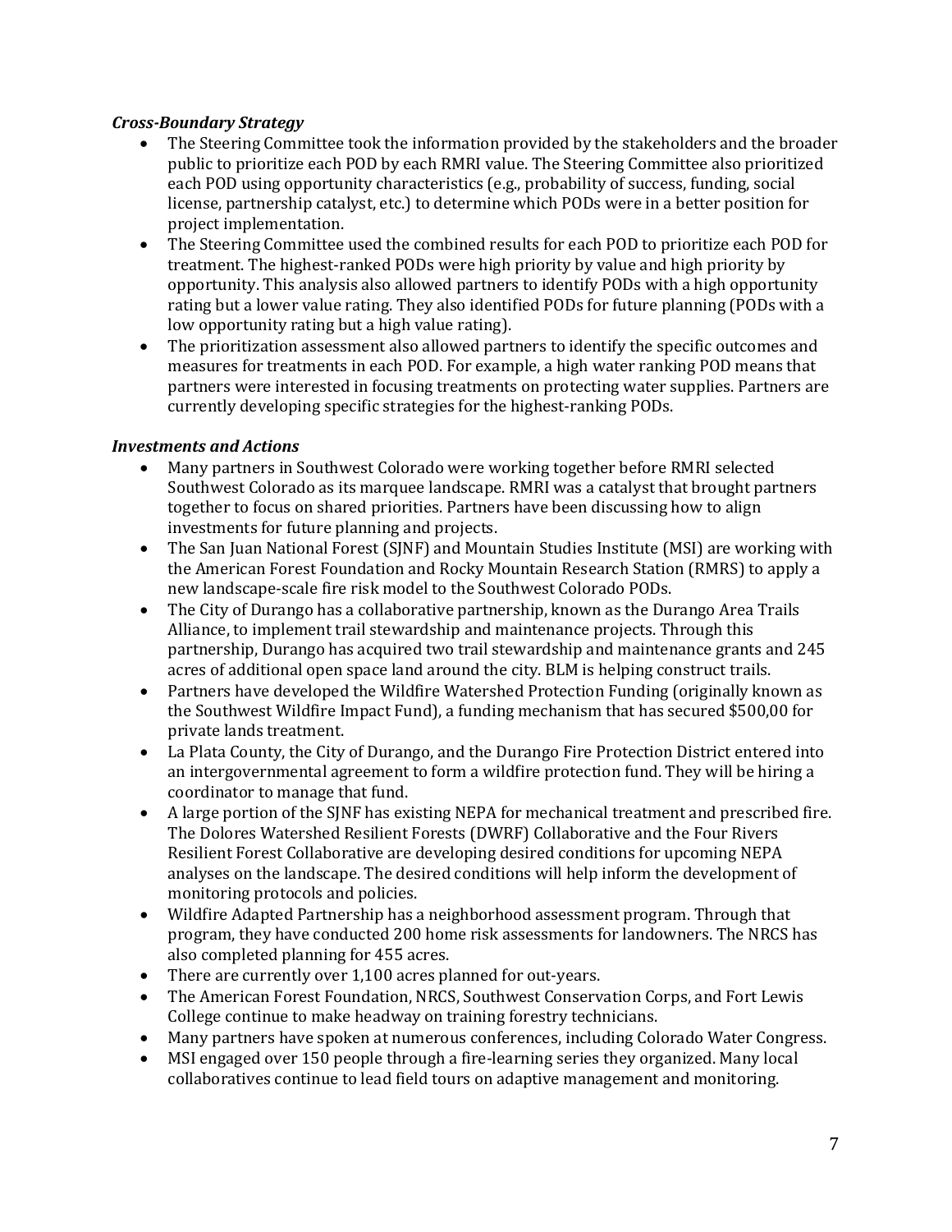***Cross-Boundary Strategy***

- The Steering Committee took the information provided by the stakeholders and the broader public to prioritize each POD by each RMRI value. The Steering Committee also prioritized each POD using opportunity characteristics (e.g., probability of success, funding, social license, partnership catalyst, etc.) to determine which PODs were in a better position for project implementation.
- The Steering Committee used the combined results for each POD to prioritize each POD for treatment. The highest-ranked PODs were high priority by value and high priority by opportunity. This analysis also allowed partners to identify PODs with a high opportunity rating but a lower value rating. They also identified PODs for future planning (PODs with a low opportunity rating but a high value rating).
- The prioritization assessment also allowed partners to identify the specific outcomes and measures for treatments in each POD. For example, a high water ranking POD means that partners were interested in focusing treatments on protecting water supplies. Partners are currently developing specific strategies for the highest-ranking PODs.

***Investments and Actions***

- Many partners in Southwest Colorado were working together before RMRI selected Southwest Colorado as its marquee landscape. RMRI was a catalyst that brought partners together to focus on shared priorities. Partners have been discussing how to align investments for future planning and projects.
- The San Juan National Forest (SJNF) and Mountain Studies Institute (MSI) are working with the American Forest Foundation and Rocky Mountain Research Station (RMRS) to apply a new landscape-scale fire risk model to the Southwest Colorado PODs.
- The City of Durango has a collaborative partnership, known as the Durango Area Trails Alliance, to implement trail stewardship and maintenance projects. Through this partnership, Durango has acquired two trail stewardship and maintenance grants and 245 acres of additional open space land around the city. BLM is helping construct trails.
- Partners have developed the Wildfire Watershed Protection Funding (originally known as the Southwest Wildfire Impact Fund), a funding mechanism that has secured $500,00 for private lands treatment.
- La Plata County, the City of Durango, and the Durango Fire Protection District entered into an intergovernmental agreement to form a wildfire protection fund. They will be hiring a coordinator to manage that fund.
- A large portion of the SJNF has existing NEPA for mechanical treatment and prescribed fire. The Dolores Watershed Resilient Forests (DWRF) Collaborative and the Four Rivers Resilient Forest Collaborative are developing desired conditions for upcoming NEPA analyses on the landscape. The desired conditions will help inform the development of monitoring protocols and policies.
- Wildfire Adapted Partnership has a neighborhood assessment program. Through that program, they have conducted 200 home risk assessments for landowners. The NRCS has also completed planning for 455 acres.
- There are currently over 1,100 acres planned for out-years.
- The American Forest Foundation, NRCS, Southwest Conservation Corps, and Fort Lewis College continue to make headway on training forestry technicians.
- Many partners have spoken at numerous conferences, including Colorado Water Congress.
- MSI engaged over 150 people through a fire-learning series they organized. Many local collaboratives continue to lead field tours on adaptive management and monitoring.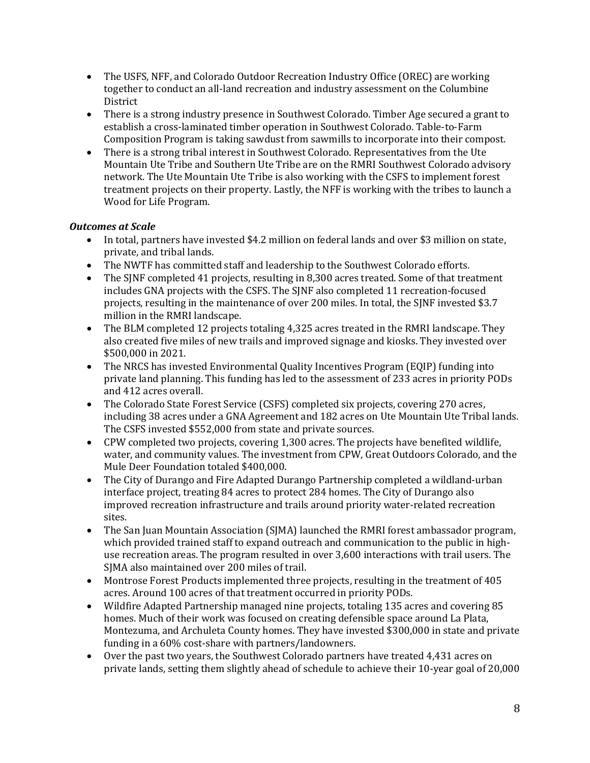- The USFS, NFF, and Colorado Outdoor Recreation Industry Office (OREC) are working together to conduct an all-land recreation and industry assessment on the Columbine District
- There is a strong industry presence in Southwest Colorado. Timber Age secured a grant to establish a cross-laminated timber operation in Southwest Colorado. Table-to-Farm Composition Program is taking sawdust from sawmills to incorporate into their compost.
- There is a strong tribal interest in Southwest Colorado. Representatives from the Ute Mountain Ute Tribe and Southern Ute Tribe are on the RMRI Southwest Colorado advisory network. The Ute Mountain Ute Tribe is also working with the CSFS to implement forest treatment projects on their property. Lastly, the NFF is working with the tribes to launch a Wood for Life Program.

***Outcomes at Scale***

- In total, partners have invested $4.2 million on federal lands and over $3 million on state, private, and tribal lands.
- The NWTF has committed staff and leadership to the Southwest Colorado efforts.
- The SJNF completed 41 projects, resulting in 8,300 acres treated. Some of that treatment includes GNA projects with the CSFS. The SJNF also completed 11 recreation-focused projects, resulting in the maintenance of over 200 miles. In total, the SJNF invested $3.7 million in the RMRI landscape.
- The BLM completed 12 projects totaling 4,325 acres treated in the RMRI landscape. They also created five miles of new trails and improved signage and kiosks. They invested over $500,000 in 2021.
- The NRCS has invested Environmental Quality Incentives Program (EQIP) funding into private land planning. This funding has led to the assessment of 233 acres in priority PODs and 412 acres overall.
- The Colorado State Forest Service (CSFS) completed six projects, covering 270 acres, including 38 acres under a GNA Agreement and 182 acres on Ute Mountain Ute Tribal lands. The CSFS invested $552,000 from state and private sources.
- CPW completed two projects, covering 1,300 acres. The projects have benefited wildlife, water, and community values. The investment from CPW, Great Outdoors Colorado, and the Mule Deer Foundation totaled $400,000.
- The City of Durango and Fire Adapted Durango Partnership completed a wildland-urban interface project, treating 84 acres to protect 284 homes. The City of Durango also improved recreation infrastructure and trails around priority water-related recreation sites.
- The San Juan Mountain Association (SJMA) launched the RMRI forest ambassador program, which provided trained staff to expand outreach and communication to the public in high-use recreation areas. The program resulted in over 3,600 interactions with trail users. The SJMA also maintained over 200 miles of trail.
- Montrose Forest Products implemented three projects, resulting in the treatment of 405 acres. Around 100 acres of that treatment occurred in priority PODs.
- Wildfire Adapted Partnership managed nine projects, totaling 135 acres and covering 85 homes. Much of their work was focused on creating defensible space around La Plata, Montezuma, and Archuleta County homes. They have invested $300,000 in state and private funding in a 60% cost-share with partners/landowners.
- Over the past two years, the Southwest Colorado partners have treated 4,431 acres on private lands, setting them slightly ahead of schedule to achieve their 10-year goal of 20,000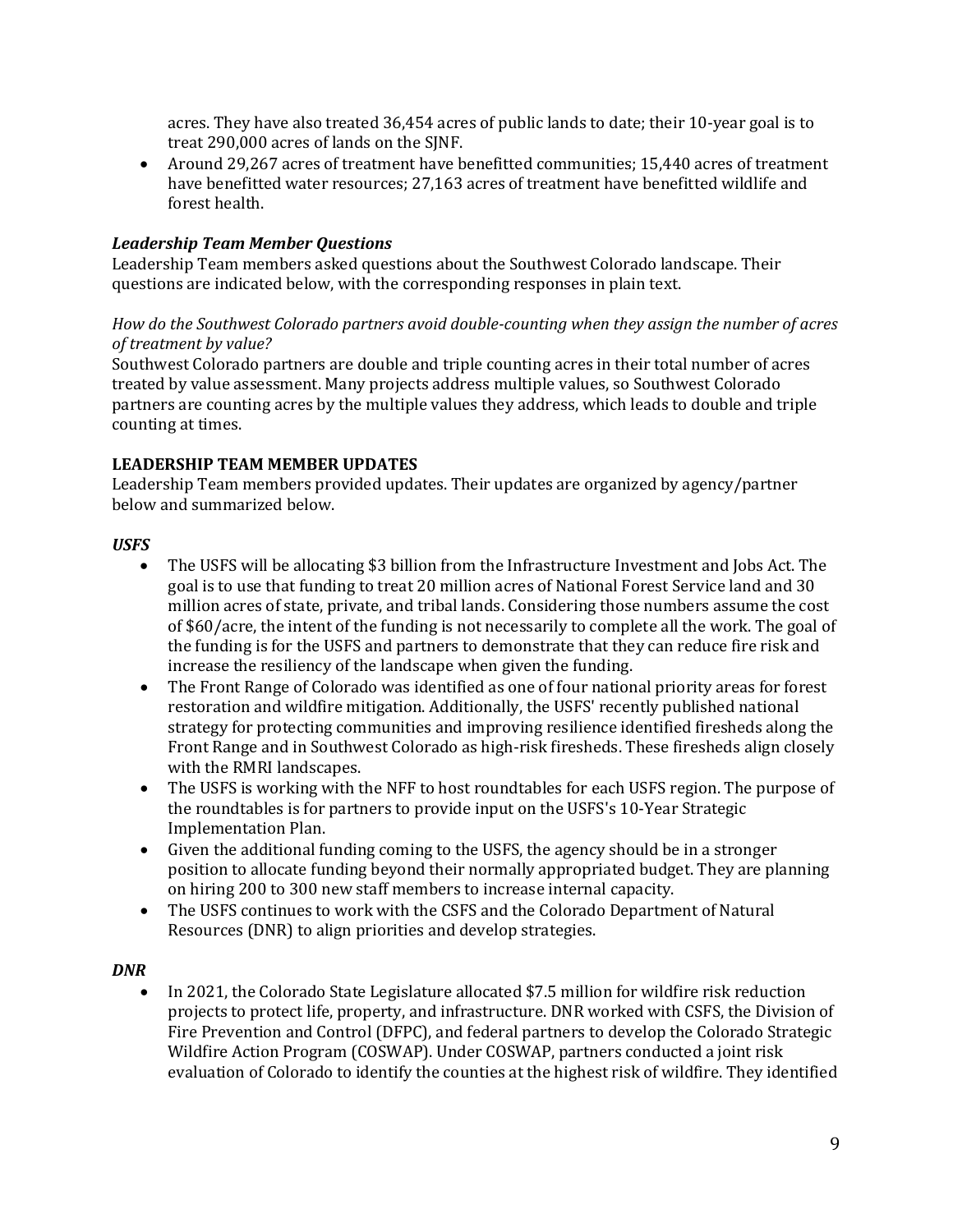acres. They have also treated 36,454 acres of public lands to date; their 10-year goal is to treat 290,000 acres of lands on the SJNF.

- Around 29,267 acres of treatment have benefitted communities; 15,440 acres of treatment have benefitted water resources; 27,163 acres of treatment have benefitted wildlife and forest health.

### *Leadership Team Member Questions*

Leadership Team members asked questions about the Southwest Colorado landscape. Their questions are indicated below, with the corresponding responses in plain text.

*How do the Southwest Colorado partners avoid double-counting when they assign the number of acres of treatment by value?*

Southwest Colorado partners are double and triple counting acres in their total number of acres treated by value assessment. Many projects address multiple values, so Southwest Colorado partners are counting acres by the multiple values they address, which leads to double and triple counting at times.

## LEADERSHIP TEAM MEMBER UPDATES

Leadership Team members provided updates. Their updates are organized by agency/partner below and summarized below.

### *USFS*

- The USFS will be allocating $3 billion from the Infrastructure Investment and Jobs Act. The goal is to use that funding to treat 20 million acres of National Forest Service land and 30 million acres of state, private, and tribal lands. Considering those numbers assume the cost of $60/acre, the intent of the funding is not necessarily to complete all the work. The goal of the funding is for the USFS and partners to demonstrate that they can reduce fire risk and increase the resiliency of the landscape when given the funding.
- The Front Range of Colorado was identified as one of four national priority areas for forest restoration and wildfire mitigation. Additionally, the USFS' recently published national strategy for protecting communities and improving resilience identified firesheds along the Front Range and in Southwest Colorado as high-risk firesheds. These firesheds align closely with the RMRI landscapes.
- The USFS is working with the NFF to host roundtables for each USFS region. The purpose of the roundtables is for partners to provide input on the USFS's 10-Year Strategic Implementation Plan.
- Given the additional funding coming to the USFS, the agency should be in a stronger position to allocate funding beyond their normally appropriated budget. They are planning on hiring 200 to 300 new staff members to increase internal capacity.
- The USFS continues to work with the CSFS and the Colorado Department of Natural Resources (DNR) to align priorities and develop strategies.

### *DNR*

- In 2021, the Colorado State Legislature allocated $7.5 million for wildfire risk reduction projects to protect life, property, and infrastructure. DNR worked with CSFS, the Division of Fire Prevention and Control (DFPC), and federal partners to develop the Colorado Strategic Wildfire Action Program (COSWAP). Under COSWAP, partners conducted a joint risk evaluation of Colorado to identify the counties at the highest risk of wildfire. They identified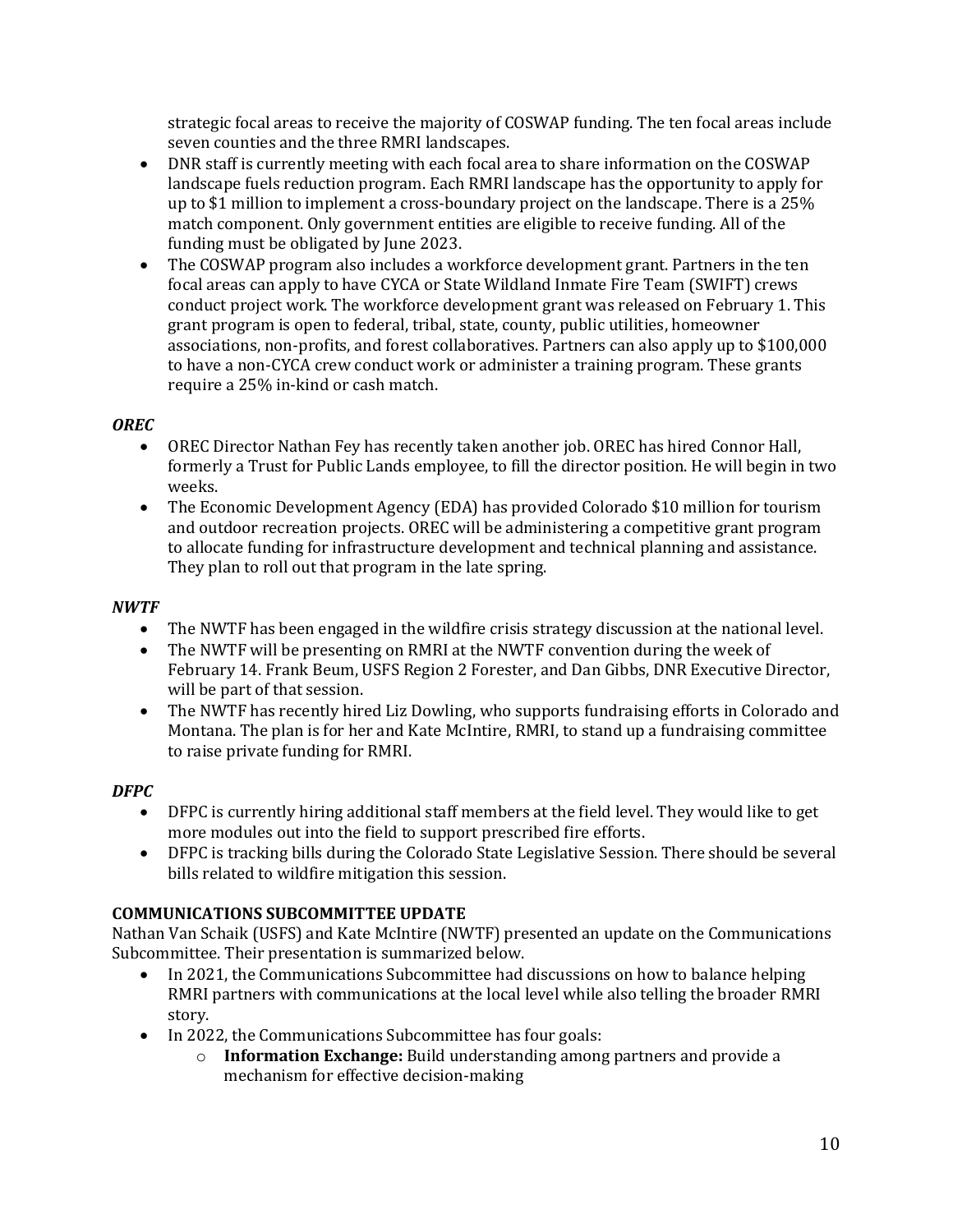strategic focal areas to receive the majority of COSWAP funding. The ten focal areas include seven counties and the three RMRI landscapes.

- DNR staff is currently meeting with each focal area to share information on the COSWAP landscape fuels reduction program. Each RMRI landscape has the opportunity to apply for up to $1 million to implement a cross-boundary project on the landscape. There is a 25% match component. Only government entities are eligible to receive funding. All of the funding must be obligated by June 2023.
- The COSWAP program also includes a workforce development grant. Partners in the ten focal areas can apply to have CYCA or State Wildland Inmate Fire Team (SWIFT) crews conduct project work. The workforce development grant was released on February 1. This grant program is open to federal, tribal, state, county, public utilities, homeowner associations, non-profits, and forest collaboratives. Partners can also apply up to $100,000 to have a non-CYCA crew conduct work or administer a training program. These grants require a 25% in-kind or cash match.

***OREC***

- OREC Director Nathan Fey has recently taken another job. OREC has hired Connor Hall, formerly a Trust for Public Lands employee, to fill the director position. He will begin in two weeks.
- The Economic Development Agency (EDA) has provided Colorado $10 million for tourism and outdoor recreation projects. OREC will be administering a competitive grant program to allocate funding for infrastructure development and technical planning and assistance. They plan to roll out that program in the late spring.

***NWTF***

- The NWTF has been engaged in the wildfire crisis strategy discussion at the national level.
- The NWTF will be presenting on RMRI at the NWTF convention during the week of February 14. Frank Beum, USFS Region 2 Forester, and Dan Gibbs, DNR Executive Director, will be part of that session.
- The NWTF has recently hired Liz Dowling, who supports fundraising efforts in Colorado and Montana. The plan is for her and Kate McIntire, RMRI, to stand up a fundraising committee to raise private funding for RMRI.

***DFPC***

- DFPC is currently hiring additional staff members at the field level. They would like to get more modules out into the field to support prescribed fire efforts.
- DFPC is tracking bills during the Colorado State Legislative Session. There should be several bills related to wildfire mitigation this session.

**COMMUNICATIONS SUBCOMMITTEE UPDATE**

Nathan Van Schaik (USFS) and Kate McIntire (NWTF) presented an update on the Communications Subcommittee. Their presentation is summarized below.

- In 2021, the Communications Subcommittee had discussions on how to balance helping RMRI partners with communications at the local level while also telling the broader RMRI story.
- In 2022, the Communications Subcommittee has four goals:
    - **Information Exchange:** Build understanding among partners and provide a mechanism for effective decision-making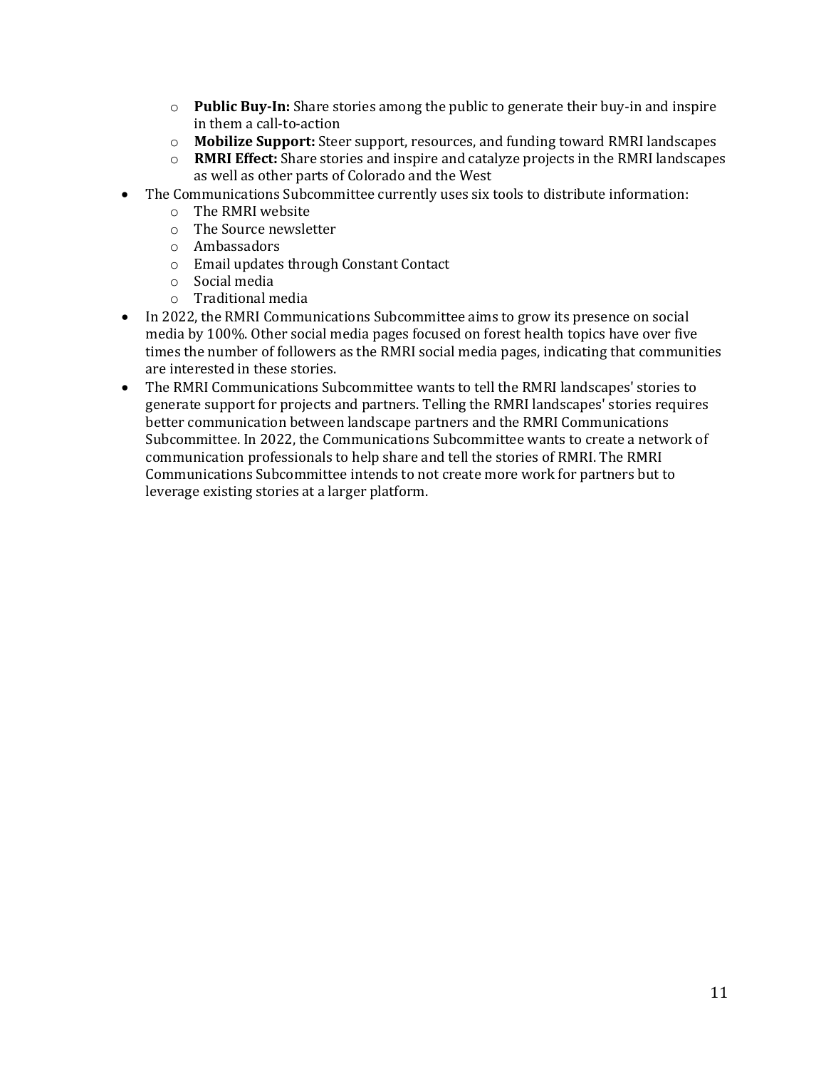- **Public Buy-In:** Share stories among the public to generate their buy-in and inspire in them a call-to-action
  - **Mobilize Support:** Steer support, resources, and funding toward RMRI landscapes
  - **RMRI Effect:** Share stories and inspire and catalyze projects in the RMRI landscapes as well as other parts of Colorado and the West
- The Communications Subcommittee currently uses six tools to distribute information:
  - The RMRI website
  - The Source newsletter
  - Ambassadors
  - Email updates through Constant Contact
  - Social media
  - Traditional media
- In 2022, the RMRI Communications Subcommittee aims to grow its presence on social media by 100%. Other social media pages focused on forest health topics have over five times the number of followers as the RMRI social media pages, indicating that communities are interested in these stories.
- The RMRI Communications Subcommittee wants to tell the RMRI landscapes' stories to generate support for projects and partners. Telling the RMRI landscapes' stories requires better communication between landscape partners and the RMRI Communications Subcommittee. In 2022, the Communications Subcommittee wants to create a network of communication professionals to help share and tell the stories of RMRI. The RMRI Communications Subcommittee intends to not create more work for partners but to leverage existing stories at a larger platform.